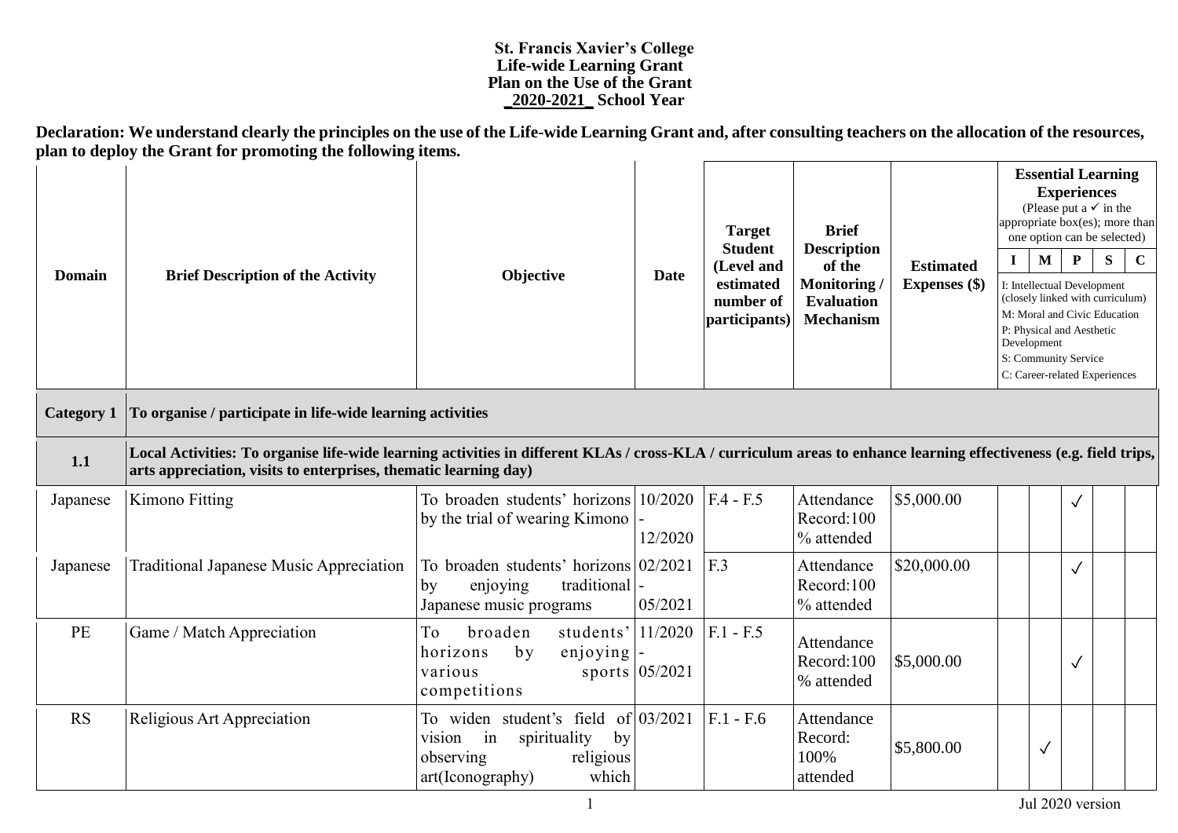**St. Francis Xavier's College**
**Life-wide Learning Grant**
**Plan on the Use of the Grant**
**_2020-2021_ School Year**

**Declaration: We understand clearly the principles on the use of the Life-wide Learning Grant and, after consulting teachers on the allocation of the resources, plan to deploy the Grant for promoting the following items.**

| Domain | Brief Description of the Activity | Objective | Date | Target Student (Level and estimated number of participants) | Brief Description of the Monitoring / Evaluation Mechanism | Estimated Expenses ($) | Essential Learning Experiences (Please put a ✓ in the appropriate box(es); more than one option can be selected) I: Intellectual Development (closely linked with curriculum) M: Moral and Civic Education P: Physical and Aesthetic Development S: Community Service C: Career-related Experiences | | | | |
|---|---|---|---|---|---|---|---|---|---|---|---|
| | | | | | | | I | M | P | S | C |
| **Category 1** | **To organise / participate in life-wide learning activities** | | | | | | | | | | |
| **1.1** | **Local Activities: To organise life-wide learning activities in different KLAs / cross-KLA / curriculum areas to enhance learning effectiveness (e.g. field trips, arts appreciation, visits to enterprises, thematic learning day)** | | | | | | | | | | |
| Japanese | Kimono Fitting | To broaden students' horizons by the trial of wearing Kimono | 10/2020 - 12/2020 | F.4 - F.5 | Attendance Record:100 % attended | $5,000.00 | | | ✓ | | |
| Japanese | Traditional Japanese Music Appreciation | To broaden students' horizons by enjoying traditional Japanese music programs | 02/2021 - 05/2021 | F.3 | Attendance Record:100 % attended | $20,000.00 | | | ✓ | | |
| PE | Game / Match Appreciation | To broaden students' horizons by enjoying various sports competitions | 11/2020 - 05/2021 | F.1 - F.5 | Attendance Record:100 % attended | $5,000.00 | | | ✓ | | |
| RS | Religious Art Appreciation | To widen student's field of vision in spirituality by observing religious art(Iconography) which | 03/2021 | F.1 - F.6 | Attendance Record: 100% attended | $5,800.00 | | ✓ | | | |

Jul 2020 version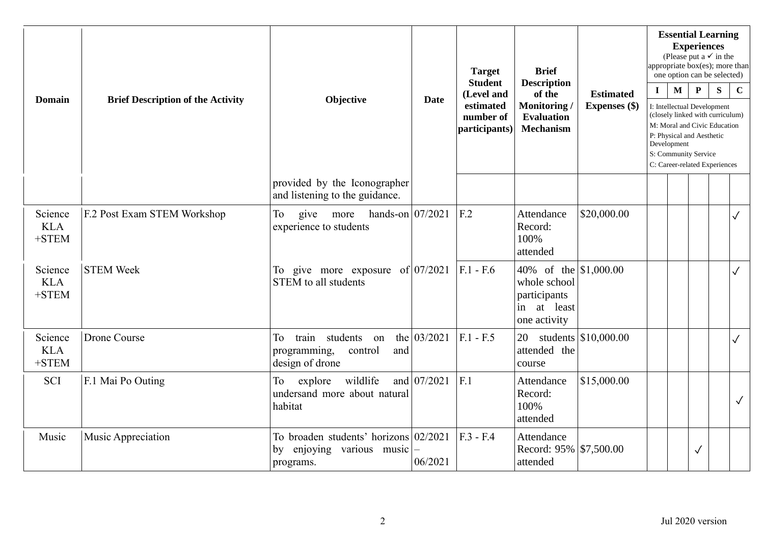| Domain | Brief Description of the Activity | Objective | Date | Target Student (Level and estimated number of participants) | Brief Description of the Monitoring / Evaluation Mechanism | Estimated Expenses ($) | Essential Learning Experiences (Please put a ✓ in the appropriate box(es); more than one option can be selected) | | | | |
|---|---|---|---|---|---|---|---|---|---|---|---|
| | | | | | | | I | M | P | S | C |
| | | | | | | | I: Intellectual Development (closely linked with curriculum) M: Moral and Civic Education P: Physical and Aesthetic Development S: Community Service C: Career-related Experiences | | | | |
| | | provided by the Iconographer and listening to the guidance. | | | | | | | | | |
| Science KLA +STEM | F.2 Post Exam STEM Workshop | To give more hands-on experience to students | 07/2021 | F.2 | Attendance Record: 100% attended | \$20,000.00 | | | | | ✓ |
| Science KLA +STEM | STEM Week | To give more exposure of STEM to all students | 07/2021 | F.1 - F.6 | 40% of the whole school participants in at least one activity | \$1,000.00 | | | | | ✓ |
| Science KLA +STEM | Drone Course | To train students on the programming, control and design of drone | 03/2021 | F.1 - F.5 | 20 students attended the course | \$10,000.00 | | | | | ✓ |
| SCI | F.1 Mai Po Outing | To explore wildlife and undersand more about natural habitat | 07/2021 | F.1 | Attendance Record: 100% attended | \$15,000.00 | | | | | ✓ |
| Music | Music Appreciation | To broaden students' horizons by enjoying various music programs. | 02/2021 – 06/2021 | F.3 - F.4 | Attendance Record: 95% attended | \$7,500.00 | | | ✓ | | |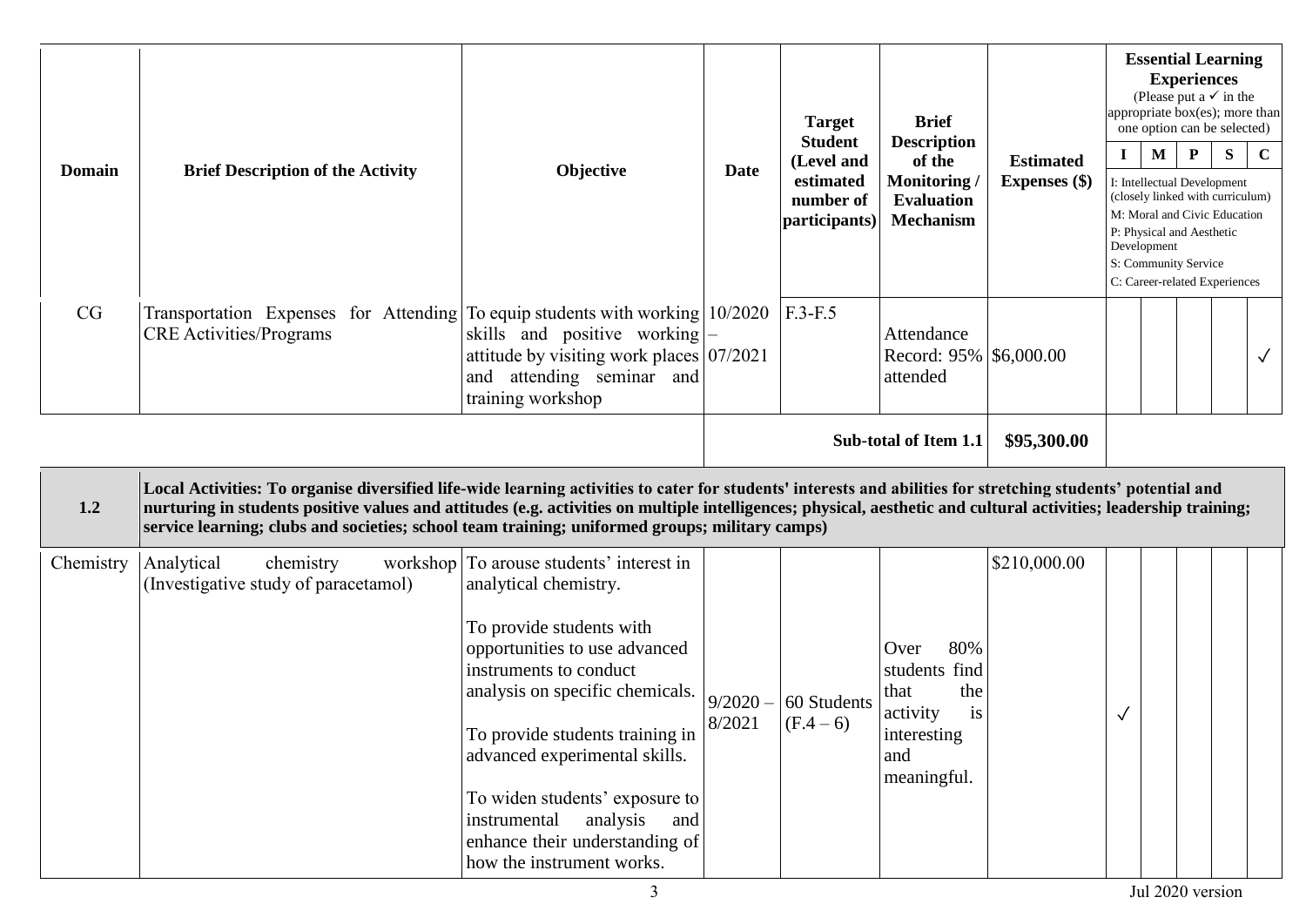| Domain | Brief Description of the Activity | Objective | Date | Target Student (Level and estimated number of participants) | Brief Description of the Monitoring / Evaluation Mechanism | Estimated Expenses ($) | Essential Learning Experiences (Please put a ✓ in the appropriate box(es); more than one option can be selected) | | | | |
|---|---|---|---|---|---|---|---|---|---|---|---|
| | | | | | | | I | M | P | S | C |
| | | | | | | | I: Intellectual Development (closely linked with curriculum) M: Moral and Civic Education P: Physical and Aesthetic Development S: Community Service C: Career-related Experiences | | | | |
| CG | Transportation Expenses for Attending CRE Activities/Programs | To equip students with working skills and positive working attitude by visiting work places and attending seminar and training workshop | 10/2020 – 07/2021 | F.3-F.5 | Attendance Record: 95% attended | \$6,000.00 | | | | | ✓ |
| | | | | | Sub-total of Item 1.1 | \$95,300.00 | | | | | |
| 1.2 | **Local Activities: To organise diversified life-wide learning activities to cater for students' interests and abilities for stretching students' potential and nurturing in students positive values and attitudes (e.g. activities on multiple intelligences; physical, aesthetic and cultural activities; leadership training; service learning; clubs and societies; school team training; uniformed groups; military camps)** | | | | | | | | | | |
| Chemistry | Analytical chemistry workshop (Investigative study of paracetamol) | To arouse students' interest in analytical chemistry.<br><br>To provide students with opportunities to use advanced instruments to conduct analysis on specific chemicals.<br><br>To provide students training in advanced experimental skills.<br><br>To widen students' exposure to instrumental analysis and enhance their understanding of how the instrument works. | 9/2020 – 8/2021 | 60 Students (F.4 – 6) | Over 80% students find that the activity is interesting and meaningful. | \$210,000.00 | ✓ | | | | |

Jul 2020 version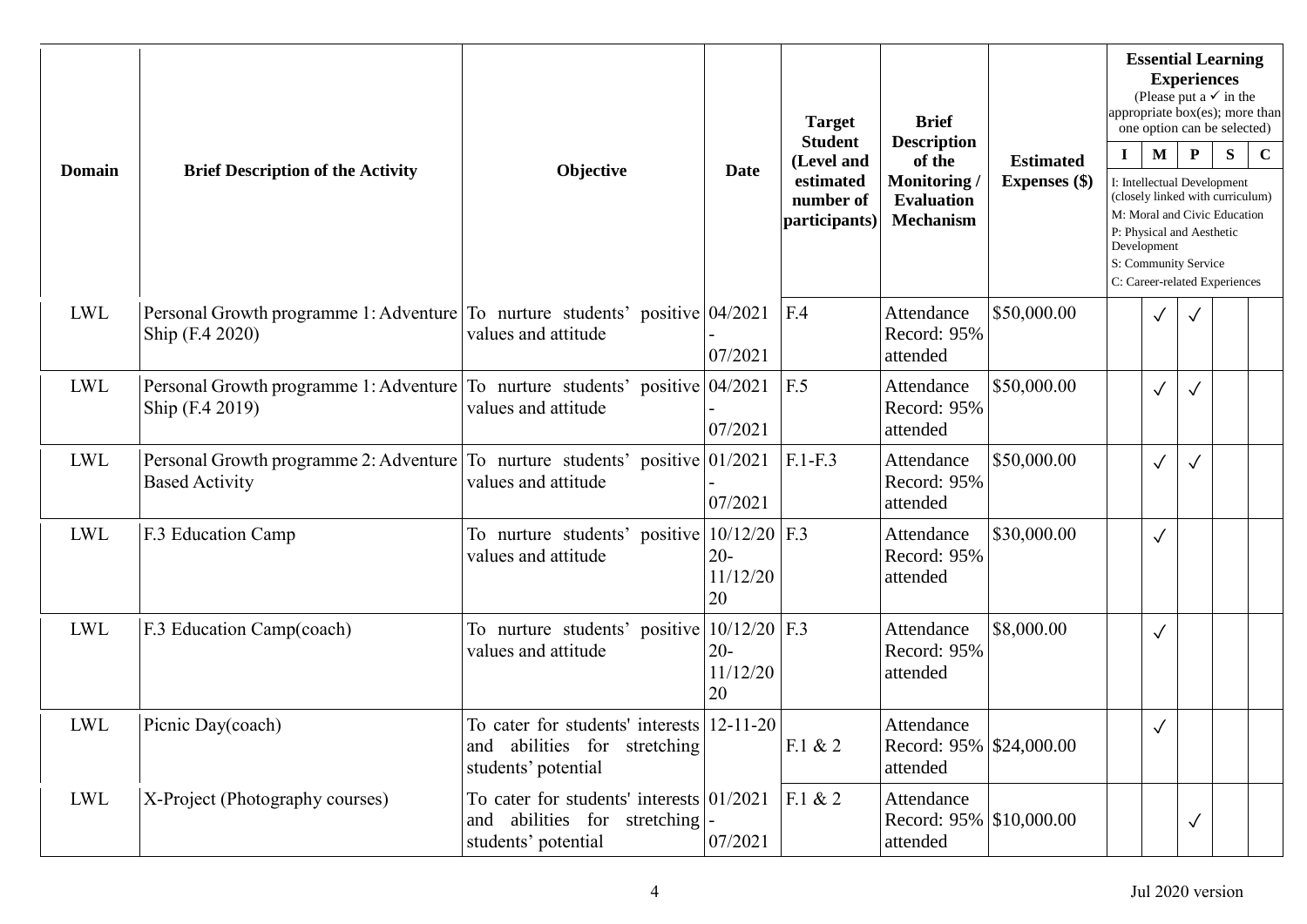| Domain | Brief Description of the Activity | Objective | Date | Target Student (Level and estimated number of participants) | Brief Description of the Monitoring / Evaluation Mechanism | Estimated Expenses ($) | Essential Learning Experiences (Please put a ✓ in the appropriate box(es); more than one option can be selected) I: Intellectual Development (closely linked with curriculum) M: Moral and Civic Education P: Physical and Aesthetic Development S: Community Service C: Career-related Experiences | | | | |
|---|---|---|---|---|---|---|---|---|---|---|---|
| | | | | | | | I | M | P | S | C |
| LWL | Personal Growth programme 1: Adventure Ship (F.4 2020) | To nurture students' positive values and attitude | 04/2021 - 07/2021 | F.4 | Attendance Record: 95% attended | $50,000.00 | | ✓ | ✓ | | |
| LWL | Personal Growth programme 1: Adventure Ship (F.4 2019) | To nurture students' positive values and attitude | 04/2021 - 07/2021 | F.5 | Attendance Record: 95% attended | $50,000.00 | | ✓ | ✓ | | |
| LWL | Personal Growth programme 2: Adventure Based Activity | To nurture students' positive values and attitude | 01/2021 - 07/2021 | F.1-F.3 | Attendance Record: 95% attended | $50,000.00 | | ✓ | ✓ | | |
| LWL | F.3 Education Camp | To nurture students' positive values and attitude | 10/12/2020-11/12/2020 | F.3 | Attendance Record: 95% attended | $30,000.00 | | ✓ | | | |
| LWL | F.3 Education Camp(coach) | To nurture students' positive values and attitude | 10/12/2020-11/12/2020 | F.3 | Attendance Record: 95% attended | $8,000.00 | | ✓ | | | |
| LWL | Picnic Day(coach) | To cater for students' interests and abilities for stretching students' potential | 12-11-20 | F.1 & 2 | Attendance Record: 95% attended | $24,000.00 | | ✓ | | | |
| LWL | X-Project (Photography courses) | To cater for students' interests and abilities for stretching students' potential | 01/2021 - 07/2021 | F.1 & 2 | Attendance Record: 95% attended | $10,000.00 | | | ✓ | | |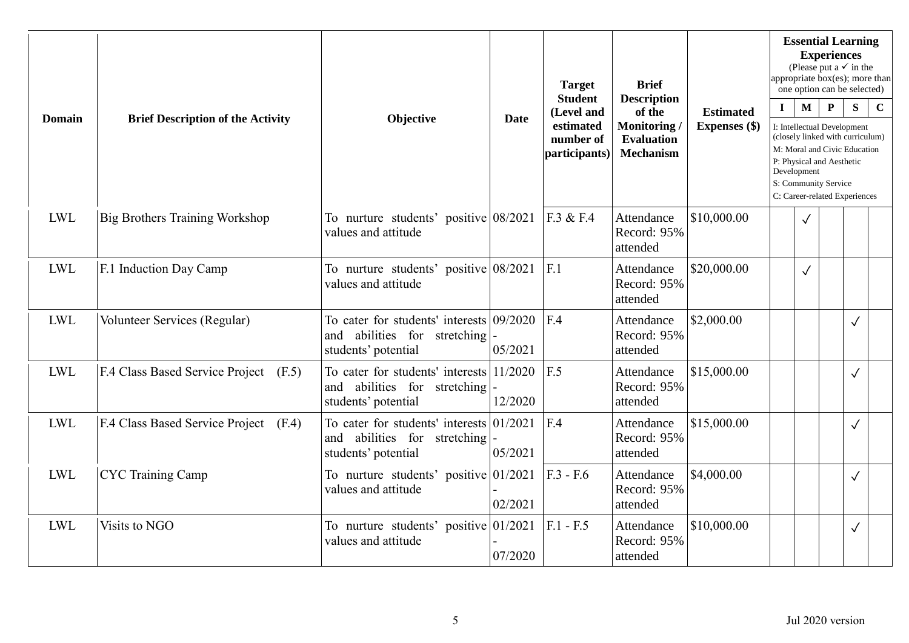| Domain | Brief Description of the Activity | Objective | Date | Target Student (Level and estimated number of participants) | Brief Description of the Monitoring / Evaluation Mechanism | Estimated Expenses ($) | Essential Learning Experiences (Please put a ✓ in the appropriate box(es); more than one option can be selected) | | | | |
|---|---|---|---|---|---|---|---|---|---|---|---|
| | | | | | | | I | M | P | S | C |
| | | | | | | | I: Intellectual Development (closely linked with curriculum) M: Moral and Civic Education P: Physical and Aesthetic Development S: Community Service C: Career-related Experiences | | | | |
| LWL | Big Brothers Training Workshop | To nurture students' positive values and attitude | 08/2021 | F.3 & F.4 | Attendance Record: 95% attended | $10,000.00 | | ✓ | | | |
| LWL | F.1 Induction Day Camp | To nurture students' positive values and attitude | 08/2021 | F.1 | Attendance Record: 95% attended | $20,000.00 | | ✓ | | | |
| LWL | Volunteer Services (Regular) | To cater for students' interests and abilities for stretching students' potential | 09/2020 - 05/2021 | F.4 | Attendance Record: 95% attended | $2,000.00 | | | | ✓ | |
| LWL | F.4 Class Based Service Project (F.5) | To cater for students' interests and abilities for stretching students' potential | 11/2020 - 12/2020 | F.5 | Attendance Record: 95% attended | $15,000.00 | | | | ✓ | |
| LWL | F.4 Class Based Service Project (F.4) | To cater for students' interests and abilities for stretching students' potential | 01/2021 - 05/2021 | F.4 | Attendance Record: 95% attended | $15,000.00 | | | | ✓ | |
| LWL | CYC Training Camp | To nurture students' positive values and attitude | 01/2021 - 02/2021 | F.3 - F.6 | Attendance Record: 95% attended | $4,000.00 | | | | ✓ | |
| LWL | Visits to NGO | To nurture students' positive values and attitude | 01/2021 - 07/2020 | F.1 - F.5 | Attendance Record: 95% attended | $10,000.00 | | | | ✓ | |

Jul 2020 version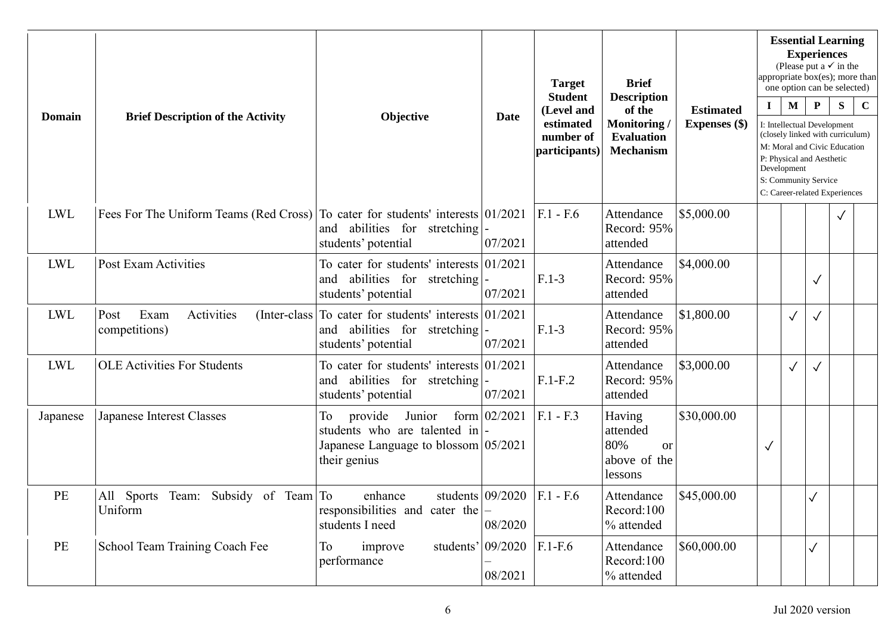| Domain | Brief Description of the Activity | Objective | Date | Target Student (Level and estimated number of participants) | Brief Description of the Monitoring / Evaluation Mechanism | Estimated Expenses ($) | Essential Learning Experiences (Please put a ✓ in the appropriate box(es); more than one option can be selected) | | | | |
|---|---|---|---|---|---|---|---|---|---|---|---|
| | | | | | | | I | M | P | S | C |
| | | | | | | | I: Intellectual Development (closely linked with curriculum) M: Moral and Civic Education P: Physical and Aesthetic Development S: Community Service C: Career-related Experiences | | | | |
| LWL | Fees For The Uniform Teams (Red Cross) | To cater for students' interests and abilities for stretching students' potential | 01/2021 - 07/2021 | F.1 - F.6 | Attendance Record: 95% attended | $5,000.00 | | | | ✓ | |
| LWL | Post Exam Activities | To cater for students' interests and abilities for stretching students' potential | 01/2021 - 07/2021 | F.1-3 | Attendance Record: 95% attended | $4,000.00 | | | ✓ | | |
| LWL | Post Exam Activities (Inter-class competitions) | To cater for students' interests and abilities for stretching students' potential | 01/2021 - 07/2021 | F.1-3 | Attendance Record: 95% attended | $1,800.00 | | ✓ | ✓ | | |
| LWL | OLE Activities For Students | To cater for students' interests and abilities for stretching students' potential | 01/2021 - 07/2021 | F.1-F.2 | Attendance Record: 95% attended | $3,000.00 | | ✓ | ✓ | | |
| Japanese | Japanese Interest Classes | To provide Junior form students who are talented in Japanese Language to blossom their genius | 02/2021 - 05/2021 | F.1 - F.3 | Having attended 80% or above of the lessons | $30,000.00 | ✓ | | | | |
| PE | All Sports Team: Subsidy of Team Uniform | To enhance students responsibilities and cater the students I need | 09/2020 – 08/2020 | F.1 - F.6 | Attendance Record:100 % attended | $45,000.00 | | | ✓ | | |
| PE | School Team Training Coach Fee | To improve students' performance | 09/2020 – 08/2021 | F.1-F.6 | Attendance Record:100 % attended | $60,000.00 | | | ✓ | | |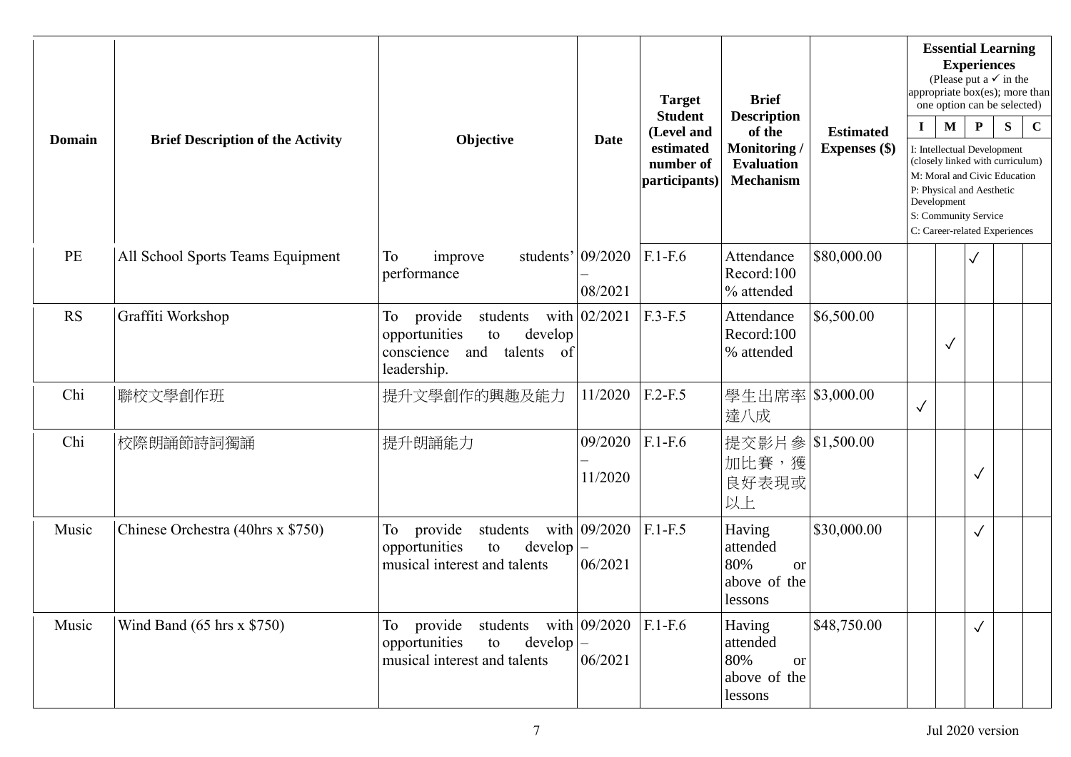| Domain | Brief Description of the Activity | Objective | Date | Target Student (Level and estimated number of participants) | Brief Description of the Monitoring / Evaluation Mechanism | Estimated Expenses ($) | Essential Learning Experiences (Please put a ✓ in the appropriate box(es); more than one option can be selected) | | | | |
|---|---|---|---|---|---|---|---|---|---|---|---|
| | | | | | | | I | M | P | S | C |
| | | | | | | | I: Intellectual Development (closely linked with curriculum)<br>M: Moral and Civic Education<br>P: Physical and Aesthetic Development<br>S: Community Service<br>C: Career-related Experiences | | | | |
| PE | All School Sports Teams Equipment | To improve students' performance | 09/2020 – 08/2021 | F.1-F.6 | Attendance Record:100 % attended | $80,000.00 | | | ✓ | | |
| RS | Graffiti Workshop | To provide students with opportunities to develop conscience and talents of leadership. | 02/2021 | F.3-F.5 | Attendance Record:100 % attended | $6,500.00 | | ✓ | | | |
| Chi | 聯校文學創作班 | 提升文學創作的興趣及能力 | 11/2020 | F.2-F.5 | 學生出席率達八成 | $3,000.00 | ✓ | | | | |
| Chi | 校際朗誦節詩詞獨誦 | 提升朗誦能力 | 09/2020 – 11/2020 | F.1-F.6 | 提交影片參加比賽，獲良好表現或以上 | $1,500.00 | | | ✓ | | |
| Music | Chinese Orchestra (40hrs x $750) | To provide students with opportunities to develop musical interest and talents | 09/2020 – 06/2021 | F.1-F.5 | Having attended 80% or above of the lessons | $30,000.00 | | | ✓ | | |
| Music | Wind Band (65 hrs x $750) | To provide students with opportunities to develop musical interest and talents | 09/2020 – 06/2021 | F.1-F.6 | Having attended 80% or above of the lessons | $48,750.00 | | | ✓ | | |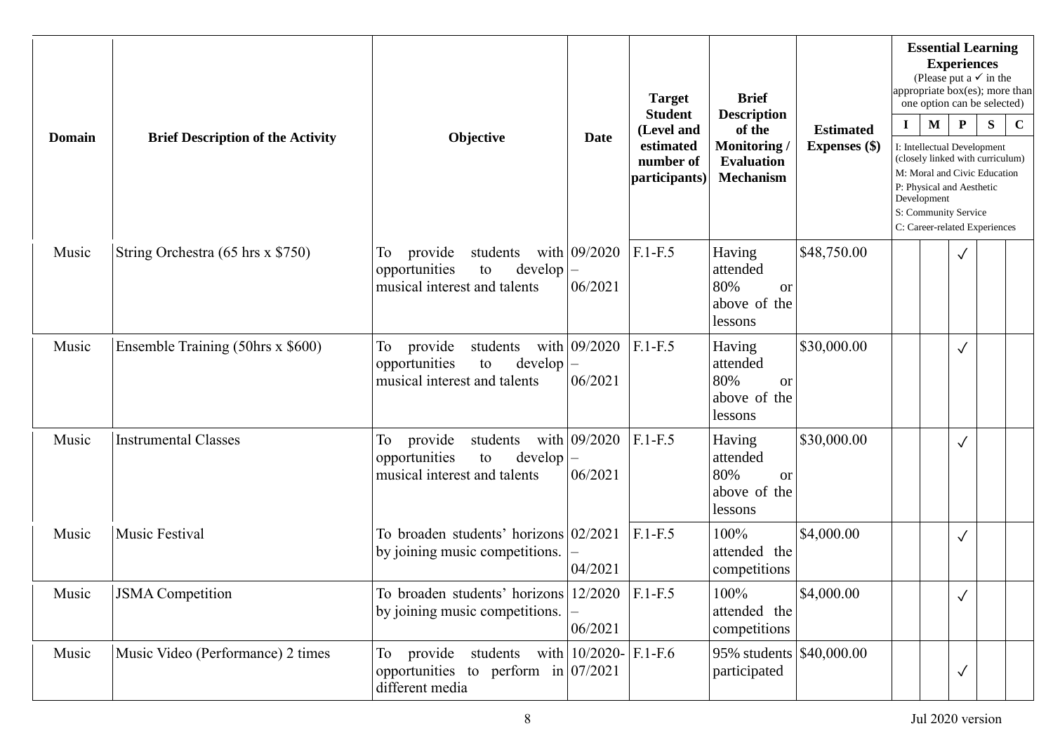| Domain | Brief Description of the Activity | Objective | Date | Target Student (Level and estimated number of participants) | Brief Description of the Monitoring / Evaluation Mechanism | Estimated Expenses ($) | Essential Learning Experiences (Please put a ✓ in the appropriate box(es); more than one option can be selected) | | | | |
|---|---|---|---|---|---|---|---|---|---|---|---|
| | | | | | | | I | M | P | S | C |
| | | | | | | | I: Intellectual Development (closely linked with curriculum)<br>M: Moral and Civic Education<br>P: Physical and Aesthetic Development<br>S: Community Service<br>C: Career-related Experiences | | | | |
| Music | String Orchestra (65 hrs x $750) | To provide students with opportunities to develop musical interest and talents | 09/2020 – 06/2021 | F.1-F.5 | Having attended 80% or above of the lessons | $48,750.00 | | | ✓ | | |
| Music | Ensemble Training (50hrs x $600) | To provide students with opportunities to develop musical interest and talents | 09/2020 – 06/2021 | F.1-F.5 | Having attended 80% or above of the lessons | $30,000.00 | | | ✓ | | |
| Music | Instrumental Classes | To provide students with opportunities to develop musical interest and talents | 09/2020 – 06/2021 | F.1-F.5 | Having attended 80% or above of the lessons | $30,000.00 | | | ✓ | | |
| Music | Music Festival | To broaden students' horizons by joining music competitions. | 02/2021 – 04/2021 | F.1-F.5 | 100% attended the competitions | $4,000.00 | | | ✓ | | |
| Music | JSMA Competition | To broaden students' horizons by joining music competitions. | 12/2020 – 06/2021 | F.1-F.5 | 100% attended the competitions | $4,000.00 | | | ✓ | | |
| Music | Music Video (Performance) 2 times | To provide students with opportunities to perform in different media | 10/2020-07/2021 | F.1-F.6 | 95% students participated | $40,000.00 | | | ✓ | | |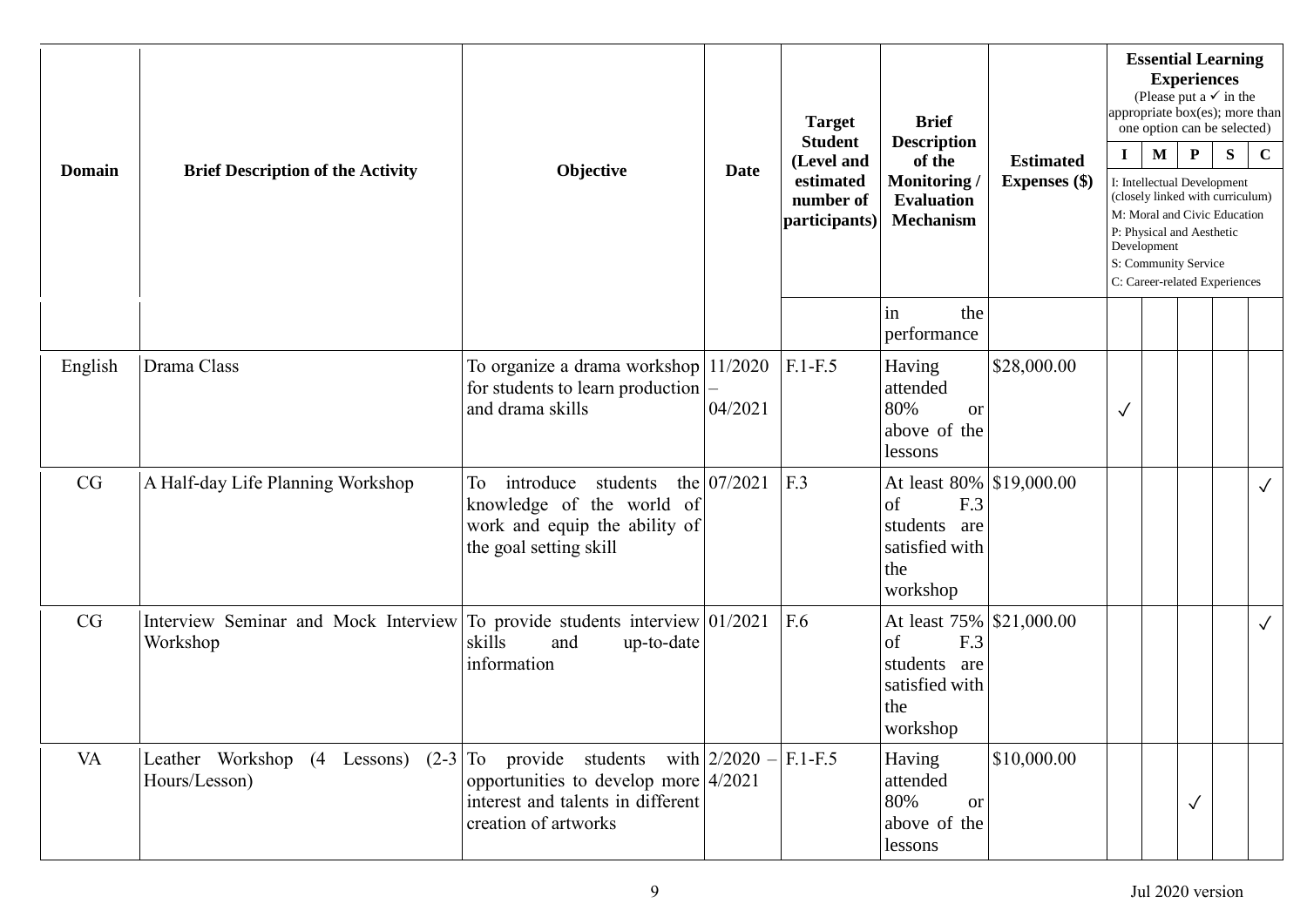| Domain | Brief Description of the Activity | Objective | Date | Target Student (Level and estimated number of participants) | Brief Description of the Monitoring / Evaluation Mechanism | Estimated Expenses ($) | Essential Learning Experiences (Please put a ✓ in the appropriate box(es); more than one option can be selected) | | | | |
|---|---|---|---|---|---|---|---|---|---|---|---|
| | | | | | | | I | M | P | S | C |
| | | | | | | | I: Intellectual Development (closely linked with curriculum) M: Moral and Civic Education P: Physical and Aesthetic Development S: Community Service C: Career-related Experiences | | | | |
| | | | | | in the performance | | | | | | |
| English | Drama Class | To organize a drama workshop for students to learn production and drama skills | 11/2020 – 04/2021 | F.1-F.5 | Having attended 80% or above of the lessons | $28,000.00 | ✓ | | | | |
| CG | A Half-day Life Planning Workshop | To introduce students the knowledge of the world of work and equip the ability of the goal setting skill | 07/2021 | F.3 | At least 80% of F.3 students are satisfied with the workshop | $19,000.00 | | | | | ✓ |
| CG | Interview Seminar and Mock Interview Workshop | To provide students interview skills and up-to-date information | 01/2021 | F.6 | At least 75% of F.3 students are satisfied with the workshop | $21,000.00 | | | | | ✓ |
| VA | Leather Workshop (4 Lessons) (2-3 Hours/Lesson) | To provide students with opportunities to develop more interest and talents in different creation of artworks | 2/2020 – 4/2021 | F.1-F.5 | Having attended 80% or above of the lessons | $10,000.00 | | | ✓ | | |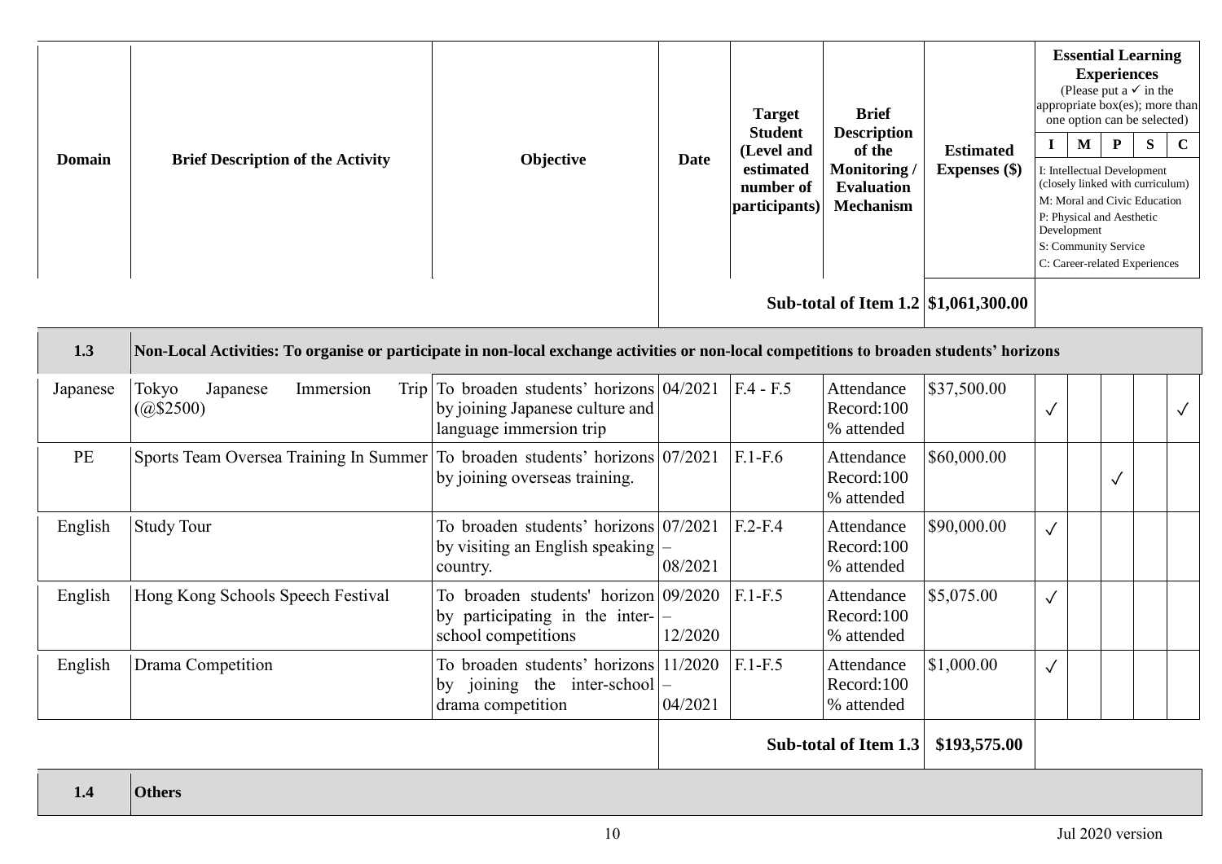| Domain | Brief Description of the Activity | Objective | Date | Target Student (Level and estimated number of participants) | Brief Description of the Monitoring / Evaluation Mechanism | Estimated Expenses ($) | Essential Learning Experiences (Please put a ✓ in the appropriate box(es); more than one option can be selected) | | | | |
|---|---|---|---|---|---|---|---|---|---|---|---|
| | | | | | | | I | M | P | S | C |
| | | | | | | | I: Intellectual Development (closely linked with curriculum) M: Moral and Civic Education P: Physical and Aesthetic Development S: Community Service C: Career-related Experiences | | | | |
| | | | | | **Sub-total of Item 1.2** | **$1,061,300.00** | | | | | |
| **1.3** | **Non-Local Activities: To organise or participate in non-local exchange activities or non-local competitions to broaden students' horizons** | | | | | | | | | | |
| Japanese | Tokyo Japanese Immersion Trip (@$2500) | To broaden students' horizons by joining Japanese culture and language immersion trip | 04/2021 | F.4 - F.5 | Attendance Record:100 % attended | $37,500.00 | ✓ | | | | ✓ |
| PE | Sports Team Oversea Training In Summer | To broaden students' horizons by joining overseas training. | 07/2021 | F.1-F.6 | Attendance Record:100 % attended | $60,000.00 | | | ✓ | | |
| English | Study Tour | To broaden students' horizons by visiting an English speaking country. | 07/2021 – 08/2021 | F.2-F.4 | Attendance Record:100 % attended | $90,000.00 | ✓ | | | | |
| English | Hong Kong Schools Speech Festival | To broaden students' horizon by participating in the inter-school competitions | 09/2020 – 12/2020 | F.1-F.5 | Attendance Record:100 % attended | $5,075.00 | ✓ | | | | |
| English | Drama Competition | To broaden students' horizons by joining the inter-school drama competition | 11/2020 – 04/2021 | F.1-F.5 | Attendance Record:100 % attended | $1,000.00 | ✓ | | | | |
| | | | | | **Sub-total of Item 1.3** | **$193,575.00** | | | | | |
| **1.4** | **Others** | | | | | | | | | | |

Jul 2020 version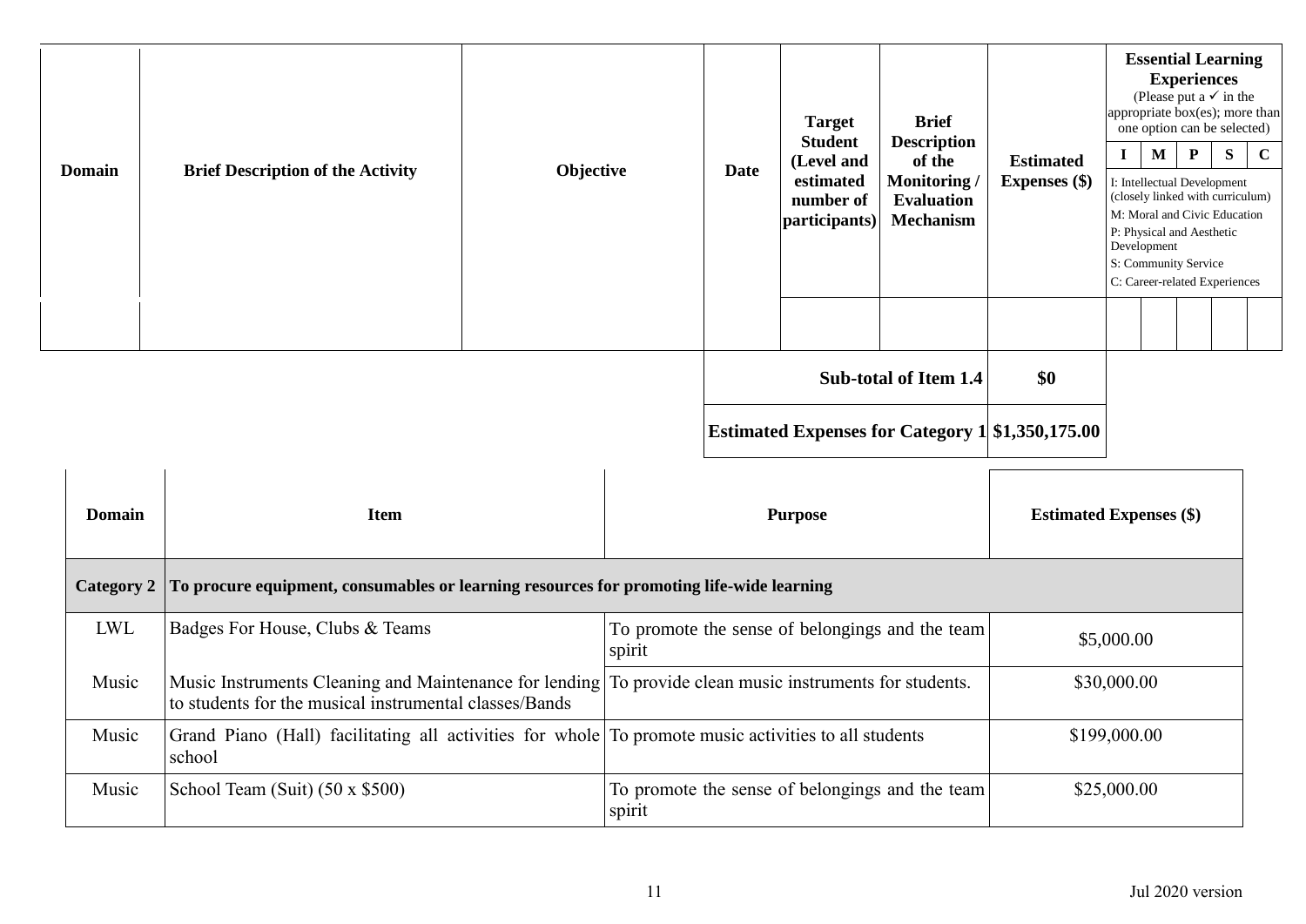| Domain | Brief Description of the Activity | Objective | Date | Target Student (Level and estimated number of participants) | Brief Description of the Monitoring / Evaluation Mechanism | Estimated Expenses ($) | Essential Learning Experiences (Please put a ✓ in the appropriate box(es); more than one option can be selected) | | | | |
|---|---|---|---|---|---|---|---|---|---|---|---|
| | | | | | | | I | M | P | S | C |
| | | | | | | | I: Intellectual Development (closely linked with curriculum) M: Moral and Civic Education P: Physical and Aesthetic Development S: Community Service C: Career-related Experiences | | | | |
| | | | | | | | | | | | |
| | | | | | Sub-total of Item 1.4 | $0 | | | | | |
| | | | | | Estimated Expenses for Category 1 | $1,350,175.00 | | | | | |

| Domain | Item | Purpose | Estimated Expenses ($) |
|---|---|---|---|
| **Category 2** | **To procure equipment, consumables or learning resources for promoting life-wide learning** | | |
| LWL | Badges For House, Clubs & Teams | To promote the sense of belongings and the team spirit | $5,000.00 |
| Music | Music Instruments Cleaning and Maintenance for lending to students for the musical instrumental classes/Bands | To provide clean music instruments for students. | $30,000.00 |
| Music | Grand Piano (Hall) facilitating all activities for whole school | To promote music activities to all students | $199,000.00 |
| Music | School Team (Suit) (50 x $500) | To promote the sense of belongings and the team spirit | $25,000.00 |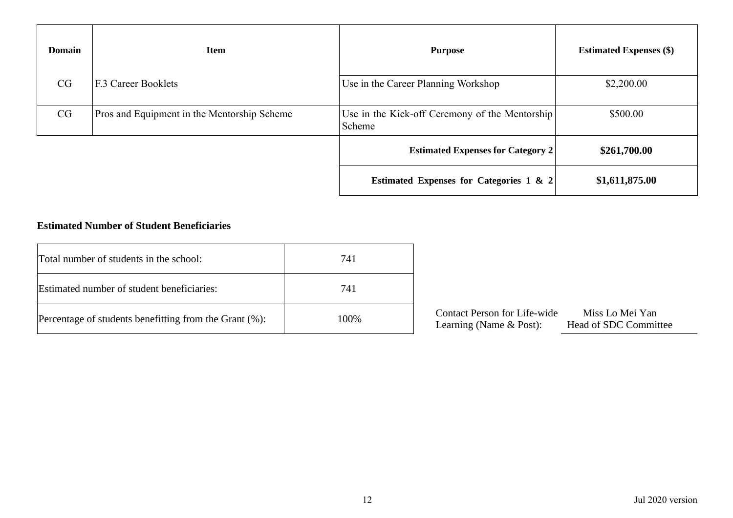| Domain | Item | Purpose | Estimated Expenses ($) |
|---|---|---|---|
| CG | F.3 Career Booklets | Use in the Career Planning Workshop | $2,200.00 |
| CG | Pros and Equipment in the Mentorship Scheme | Use in the Kick-off Ceremony of the Mentorship Scheme | $500.00 |
| | | **Estimated Expenses for Category 2** | **$261,700.00** |
| | | **Estimated Expenses for Categories 1 & 2** | **$1,611,875.00** |

**Estimated Number of Student Beneficiaries**

| | |
|---|---|
| Total number of students in the school: | 741 |
| Estimated number of student beneficiaries: | 741 |
| Percentage of students benefitting from the Grant (%): | 100% |

Contact Person for Life-wide Learning (Name & Post): Miss Lo Mei Yan, Head of SDC Committee

Jul 2020 version